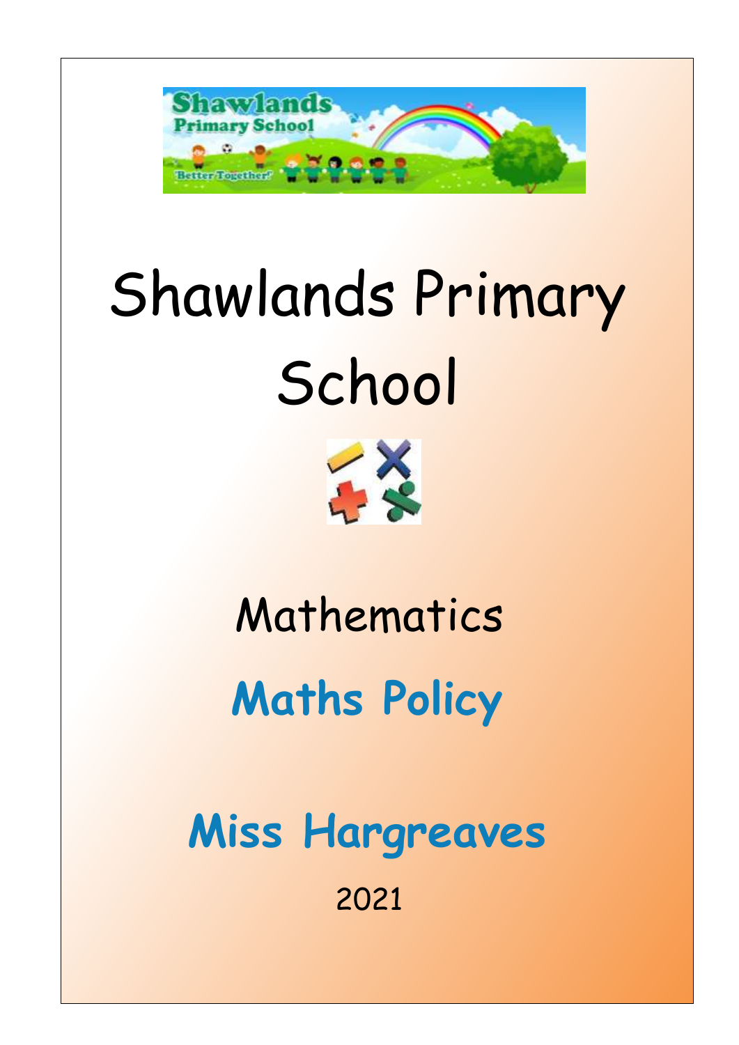# Shawlands Primary School

## Mathematics

## Maths Policy

**Miss Hargreaves**

2021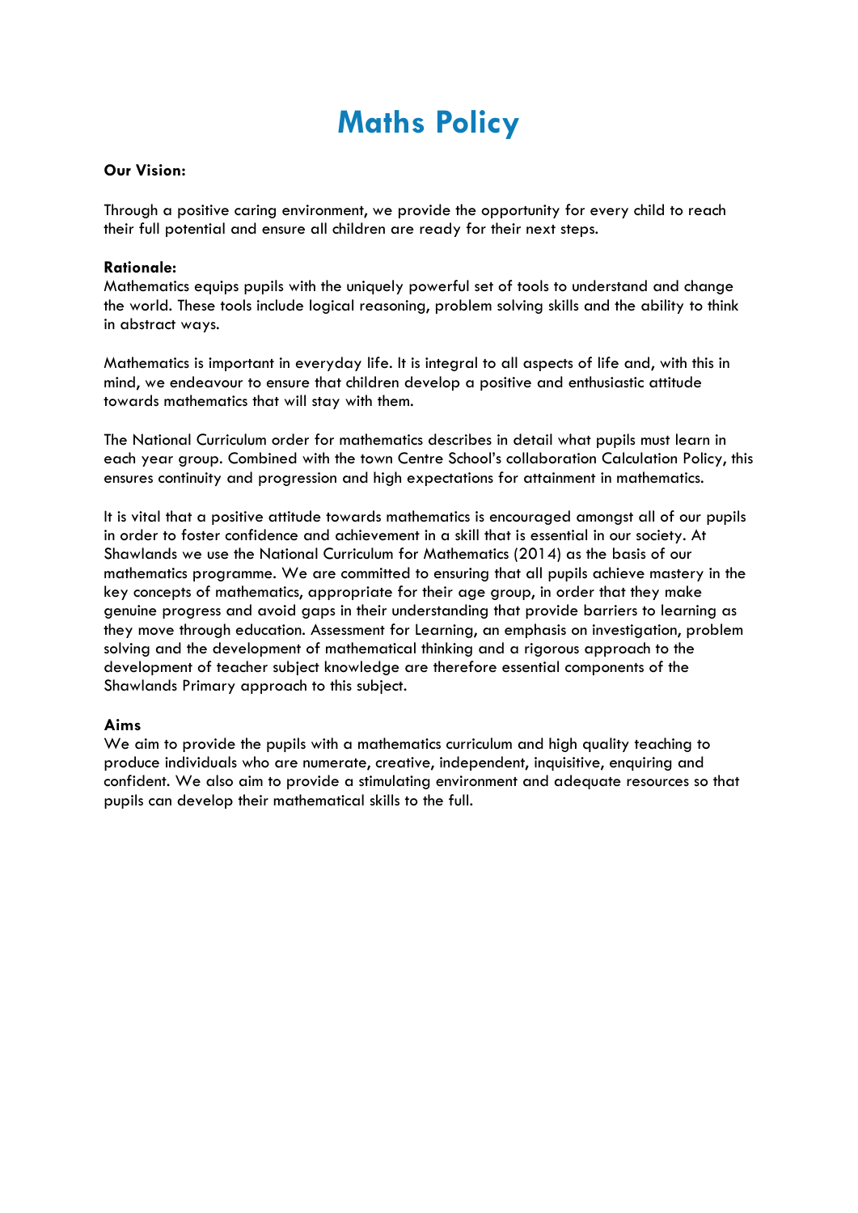# Maths Policy

**Our Vision:**

Through a positive caring environment, we provide the opportunity for every child to reach their full potential and ensure all children are ready for their next steps.

**Rationale:**

Mathematics equips pupils with the uniquely powerful set of tools to understand and change the world. These tools include logical reasoning, problem solving skills and the ability to think in abstract ways.

Mathematics is important in everyday life. It is integral to all aspects of life and, with this in mind, we endeavour to ensure that children develop a positive and enthusiastic attitude towards mathematics that will stay with them.

The National Curriculum order for mathematics describes in detail what pupils must learn in each year group. Combined with the town Centre School's collaboration Calculation Policy, this ensures continuity and progression and high expectations for attainment in mathematics.

It is vital that a positive attitude towards mathematics is encouraged amongst all of our pupils in order to foster confidence and achievement in a skill that is essential in our society. At Shawlands we use the National Curriculum for Mathematics (2014) as the basis of our mathematics programme. We are committed to ensuring that all pupils achieve mastery in the key concepts of mathematics, appropriate for their age group, in order that they make genuine progress and avoid gaps in their understanding that provide barriers to learning as they move through education. Assessment for Learning, an emphasis on investigation, problem solving and the development of mathematical thinking and a rigorous approach to the development of teacher subject knowledge are therefore essential components of the Shawlands Primary approach to this subject.

**Aims**

We aim to provide the pupils with a mathematics curriculum and high quality teaching to produce individuals who are numerate, creative, independent, inquisitive, enquiring and confident. We also aim to provide a stimulating environment and adequate resources so that pupils can develop their mathematical skills to the full.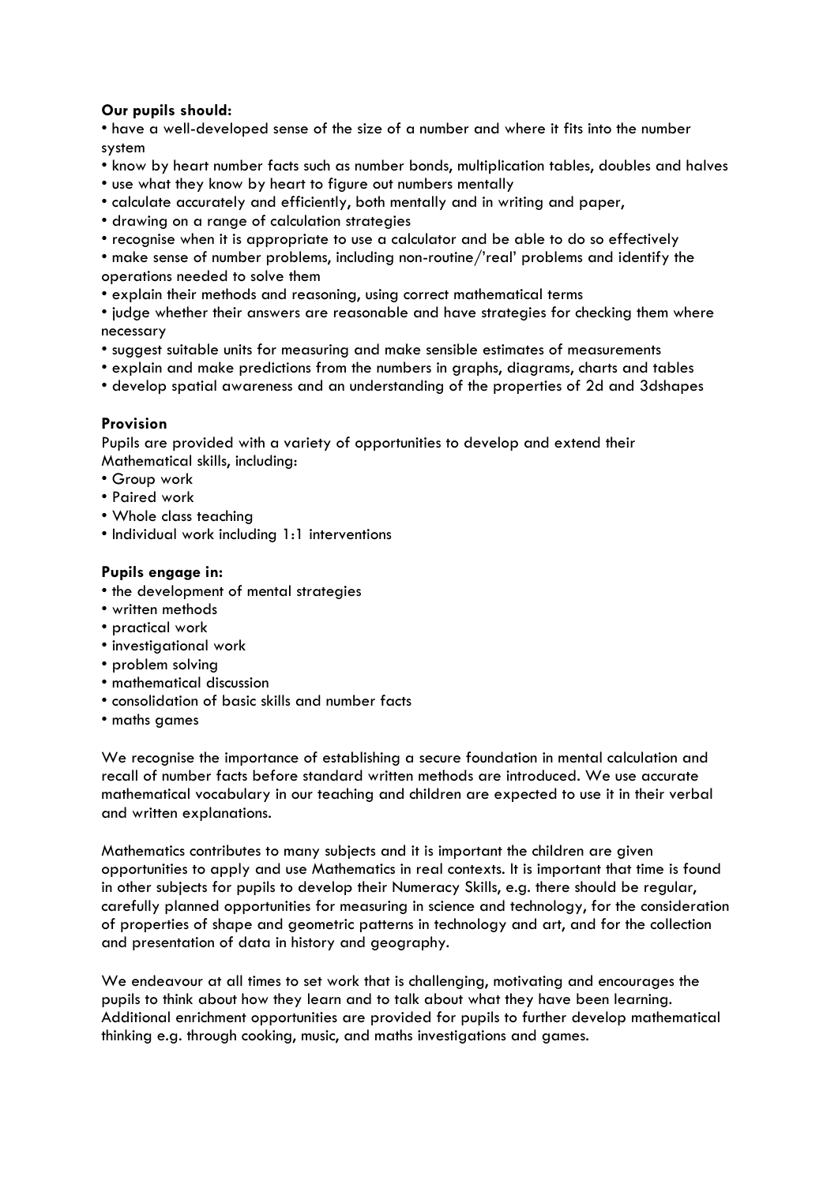**Our pupils should:**

- have a well-developed sense of the size of a number and where it fits into the number system
- know by heart number facts such as number bonds, multiplication tables, doubles and halves
- use what they know by heart to figure out numbers mentally
- calculate accurately and efficiently, both mentally and in writing and paper,
- drawing on a range of calculation strategies
- recognise when it is appropriate to use a calculator and be able to do so effectively
- make sense of number problems, including non-routine/'real' problems and identify the operations needed to solve them
- explain their methods and reasoning, using correct mathematical terms
- judge whether their answers are reasonable and have strategies for checking them where necessary
- suggest suitable units for measuring and make sensible estimates of measurements
- explain and make predictions from the numbers in graphs, diagrams, charts and tables
- develop spatial awareness and an understanding of the properties of 2d and 3dshapes

**Provision**

Pupils are provided with a variety of opportunities to develop and extend their Mathematical skills, including:

- Group work
- Paired work
- Whole class teaching
- Individual work including 1:1 interventions

**Pupils engage in:**

- the development of mental strategies
- written methods
- practical work
- investigational work
- problem solving
- mathematical discussion
- consolidation of basic skills and number facts
- maths games

We recognise the importance of establishing a secure foundation in mental calculation and recall of number facts before standard written methods are introduced. We use accurate mathematical vocabulary in our teaching and children are expected to use it in their verbal and written explanations.

Mathematics contributes to many subjects and it is important the children are given opportunities to apply and use Mathematics in real contexts. It is important that time is found in other subjects for pupils to develop their Numeracy Skills, e.g. there should be regular, carefully planned opportunities for measuring in science and technology, for the consideration of properties of shape and geometric patterns in technology and art, and for the collection and presentation of data in history and geography.

We endeavour at all times to set work that is challenging, motivating and encourages the pupils to think about how they learn and to talk about what they have been learning. Additional enrichment opportunities are provided for pupils to further develop mathematical thinking e.g. through cooking, music, and maths investigations and games.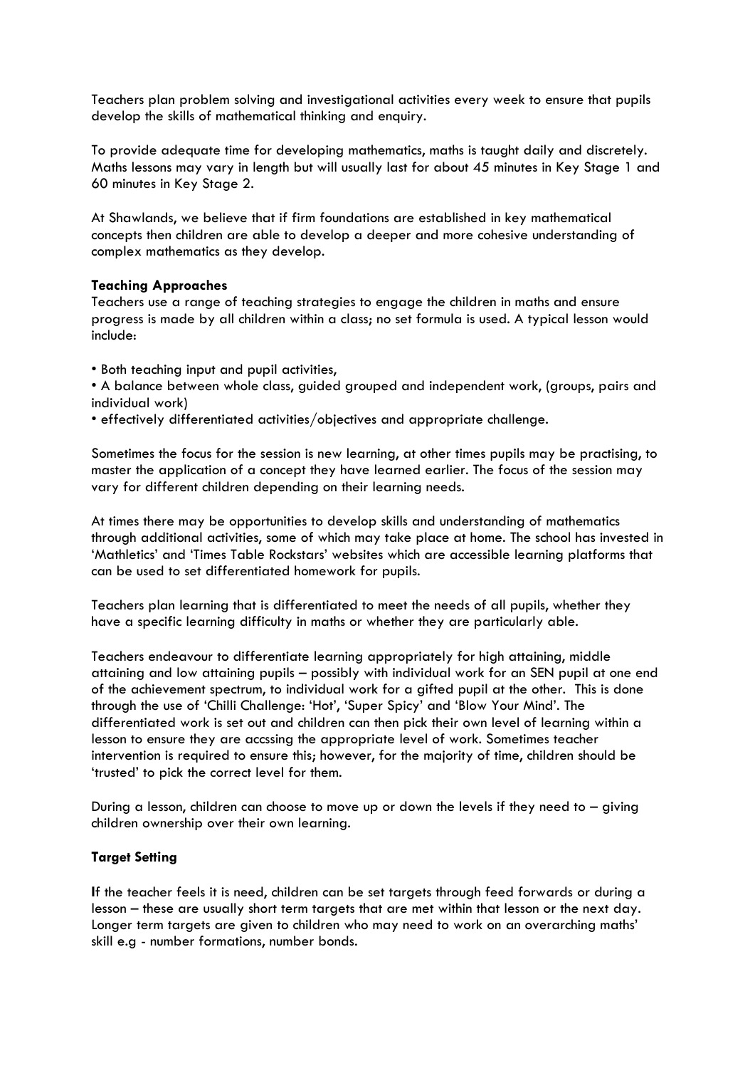Teachers plan problem solving and investigational activities every week to ensure that pupils develop the skills of mathematical thinking and enquiry.

To provide adequate time for developing mathematics, maths is taught daily and discretely. Maths lessons may vary in length but will usually last for about 45 minutes in Key Stage 1 and 60 minutes in Key Stage 2.

At Shawlands, we believe that if firm foundations are established in key mathematical concepts then children are able to develop a deeper and more cohesive understanding of complex mathematics as they develop.

**Teaching Approaches**

Teachers use a range of teaching strategies to engage the children in maths and ensure progress is made by all children within a class; no set formula is used. A typical lesson would include:

- Both teaching input and pupil activities,
- A balance between whole class, guided grouped and independent work, (groups, pairs and individual work)
- effectively differentiated activities/objectives and appropriate challenge.

Sometimes the focus for the session is new learning, at other times pupils may be practising, to master the application of a concept they have learned earlier. The focus of the session may vary for different children depending on their learning needs.

At times there may be opportunities to develop skills and understanding of mathematics through additional activities, some of which may take place at home. The school has invested in 'Mathletics' and 'Times Table Rockstars' websites which are accessible learning platforms that can be used to set differentiated homework for pupils.

Teachers plan learning that is differentiated to meet the needs of all pupils, whether they have a specific learning difficulty in maths or whether they are particularly able.

Teachers endeavour to differentiate learning appropriately for high attaining, middle attaining and low attaining pupils – possibly with individual work for an SEN pupil at one end of the achievement spectrum, to individual work for a gifted pupil at the other. This is done through the use of 'Chilli Challenge: 'Hot', 'Super Spicy' and 'Blow Your Mind'. The differentiated work is set out and children can then pick their own level of learning within a lesson to ensure they are accssing the appropriate level of work. Sometimes teacher intervention is required to ensure this; however, for the majority of time, children should be 'trusted' to pick the correct level for them.

During a lesson, children can choose to move up or down the levels if they need to – giving children ownership over their own learning.

**Target Setting**

If the teacher feels it is need, children can be set targets through feed forwards or during a lesson – these are usually short term targets that are met within that lesson or the next day. Longer term targets are given to children who may need to work on an overarching maths' skill e.g - number formations, number bonds.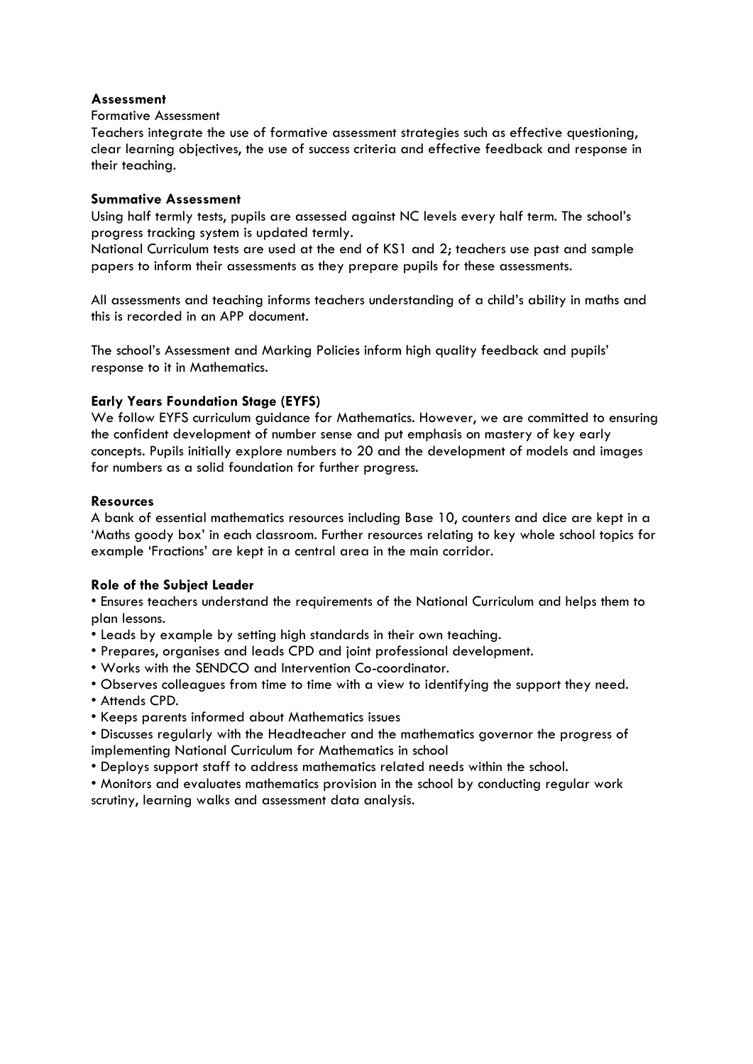**Assessment**

Formative Assessment

Teachers integrate the use of formative assessment strategies such as effective questioning, clear learning objectives, the use of success criteria and effective feedback and response in their teaching.

**Summative Assessment**

Using half termly tests, pupils are assessed against NC levels every half term. The school's progress tracking system is updated termly.

National Curriculum tests are used at the end of KS1 and 2; teachers use past and sample papers to inform their assessments as they prepare pupils for these assessments.

All assessments and teaching informs teachers understanding of a child's ability in maths and this is recorded in an APP document.

The school's Assessment and Marking Policies inform high quality feedback and pupils' response to it in Mathematics.

**Early Years Foundation Stage (EYFS)**

We follow EYFS curriculum guidance for Mathematics. However, we are committed to ensuring the confident development of number sense and put emphasis on mastery of key early concepts. Pupils initially explore numbers to 20 and the development of models and images for numbers as a solid foundation for further progress.

**Resources**

A bank of essential mathematics resources including Base 10, counters and dice are kept in a 'Maths goody box' in each classroom. Further resources relating to key whole school topics for example 'Fractions' are kept in a central area in the main corridor.

**Role of the Subject Leader**

- Ensures teachers understand the requirements of the National Curriculum and helps them to plan lessons.
- Leads by example by setting high standards in their own teaching.
- Prepares, organises and leads CPD and joint professional development.
- Works with the SENDCO and Intervention Co-coordinator.
- Observes colleagues from time to time with a view to identifying the support they need.
- Attends CPD.
- Keeps parents informed about Mathematics issues
- Discusses regularly with the Headteacher and the mathematics governor the progress of implementing National Curriculum for Mathematics in school
- Deploys support staff to address mathematics related needs within the school.
- Monitors and evaluates mathematics provision in the school by conducting regular work scrutiny, learning walks and assessment data analysis.